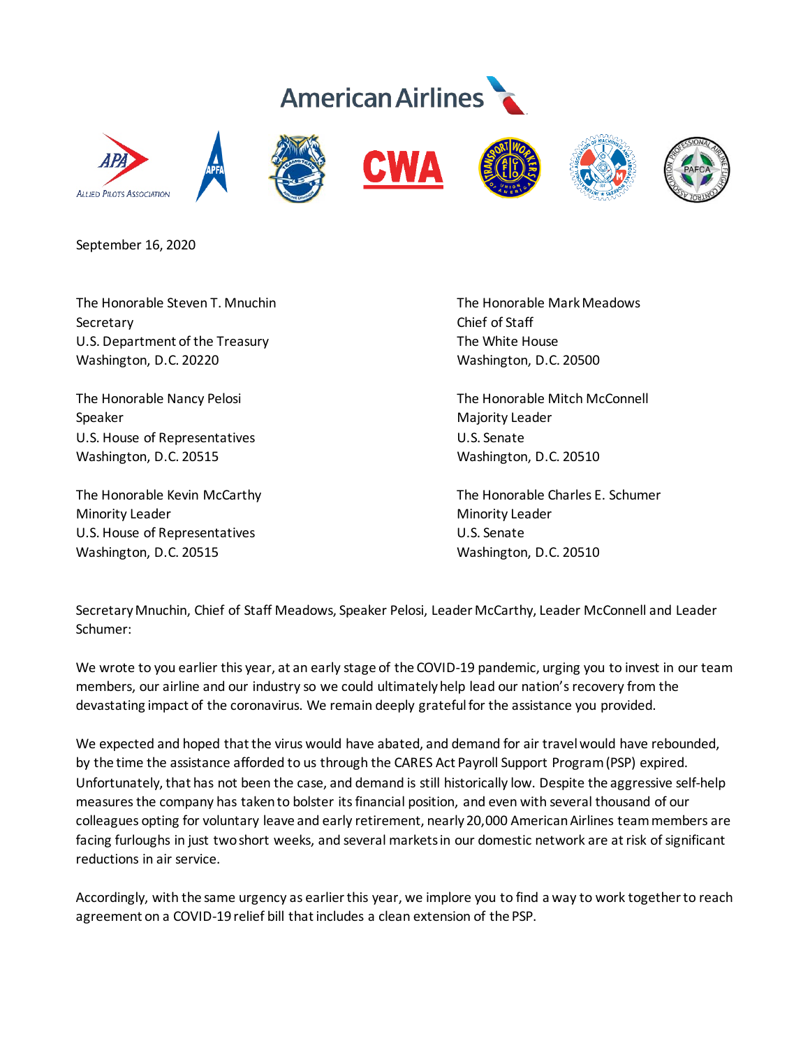American Airlines

APA Allied Pilots Association | APFA | Teamsters | CWA | Transport Workers Union of America AFL-CIO | IAM | PAFCA

September 16, 2020

The Honorable Steven T. Mnuchin
Secretary
U.S. Department of the Treasury
Washington, D.C. 20220

The Honorable Mark Meadows
Chief of Staff
The White House
Washington, D.C. 20500

The Honorable Nancy Pelosi
Speaker
U.S. House of Representatives
Washington, D.C. 20515

The Honorable Mitch McConnell
Majority Leader
U.S. Senate
Washington, D.C. 20510

The Honorable Kevin McCarthy
Minority Leader
U.S. House of Representatives
Washington, D.C. 20515

The Honorable Charles E. Schumer
Minority Leader
U.S. Senate
Washington, D.C. 20510

Secretary Mnuchin, Chief of Staff Meadows, Speaker Pelosi, Leader McCarthy, Leader McConnell and Leader Schumer:

We wrote to you earlier this year, at an early stage of the COVID-19 pandemic, urging you to invest in our team members, our airline and our industry so we could ultimately help lead our nation's recovery from the devastating impact of the coronavirus. We remain deeply grateful for the assistance you provided.

We expected and hoped that the virus would have abated, and demand for air travel would have rebounded, by the time the assistance afforded to us through the CARES Act Payroll Support Program (PSP) expired. Unfortunately, that has not been the case, and demand is still historically low. Despite the aggressive self-help measures the company has taken to bolster its financial position, and even with several thousand of our colleagues opting for voluntary leave and early retirement, nearly 20,000 American Airlines team members are facing furloughs in just two short weeks, and several markets in our domestic network are at risk of significant reductions in air service.

Accordingly, with the same urgency as earlier this year, we implore you to find a way to work together to reach agreement on a COVID-19 relief bill that includes a clean extension of the PSP.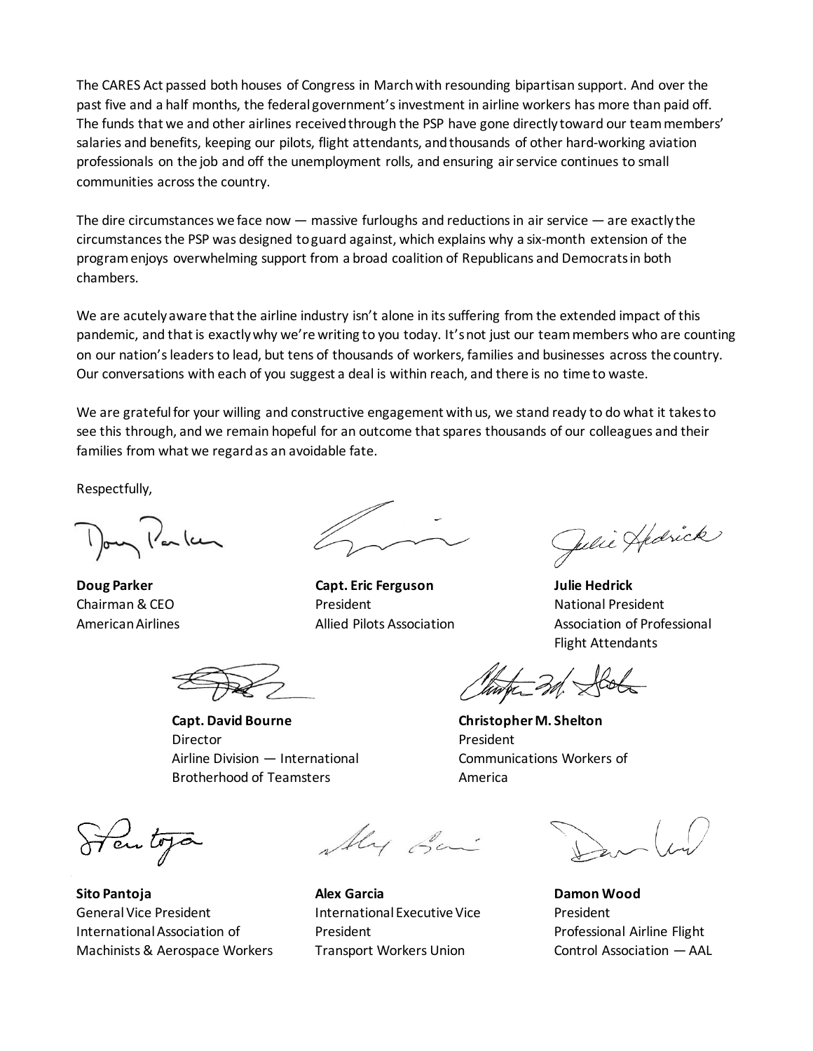The CARES Act passed both houses of Congress in March with resounding bipartisan support. And over the past five and a half months, the federal government's investment in airline workers has more than paid off. The funds that we and other airlines received through the PSP have gone directly toward our team members' salaries and benefits, keeping our pilots, flight attendants, and thousands of other hard-working aviation professionals on the job and off the unemployment rolls, and ensuring air service continues to small communities across the country.

The dire circumstances we face now — massive furloughs and reductions in air service — are exactly the circumstances the PSP was designed to guard against, which explains why a six-month extension of the program enjoys overwhelming support from a broad coalition of Republicans and Democrats in both chambers.

We are acutely aware that the airline industry isn't alone in its suffering from the extended impact of this pandemic, and that is exactly why we're writing to you today. It's not just our team members who are counting on our nation's leaders to lead, but tens of thousands of workers, families and businesses across the country. Our conversations with each of you suggest a deal is within reach, and there is no time to waste.

We are grateful for your willing and constructive engagement with us, we stand ready to do what it takes to see this through, and we remain hopeful for an outcome that spares thousands of our colleagues and their families from what we regard as an avoidable fate.

Respectfully,

**Doug Parker**
Chairman & CEO
American Airlines

**Capt. Eric Ferguson**
President
Allied Pilots Association

**Julie Hedrick**
National President
Association of Professional Flight Attendants

**Capt. David Bourne**
Director
Airline Division — International Brotherhood of Teamsters

**Christopher M. Shelton**
President
Communications Workers of America

**Sito Pantoja**
General Vice President
International Association of Machinists & Aerospace Workers

**Alex Garcia**
International Executive Vice President
Transport Workers Union

**Damon Wood**
President
Professional Airline Flight Control Association — AAL